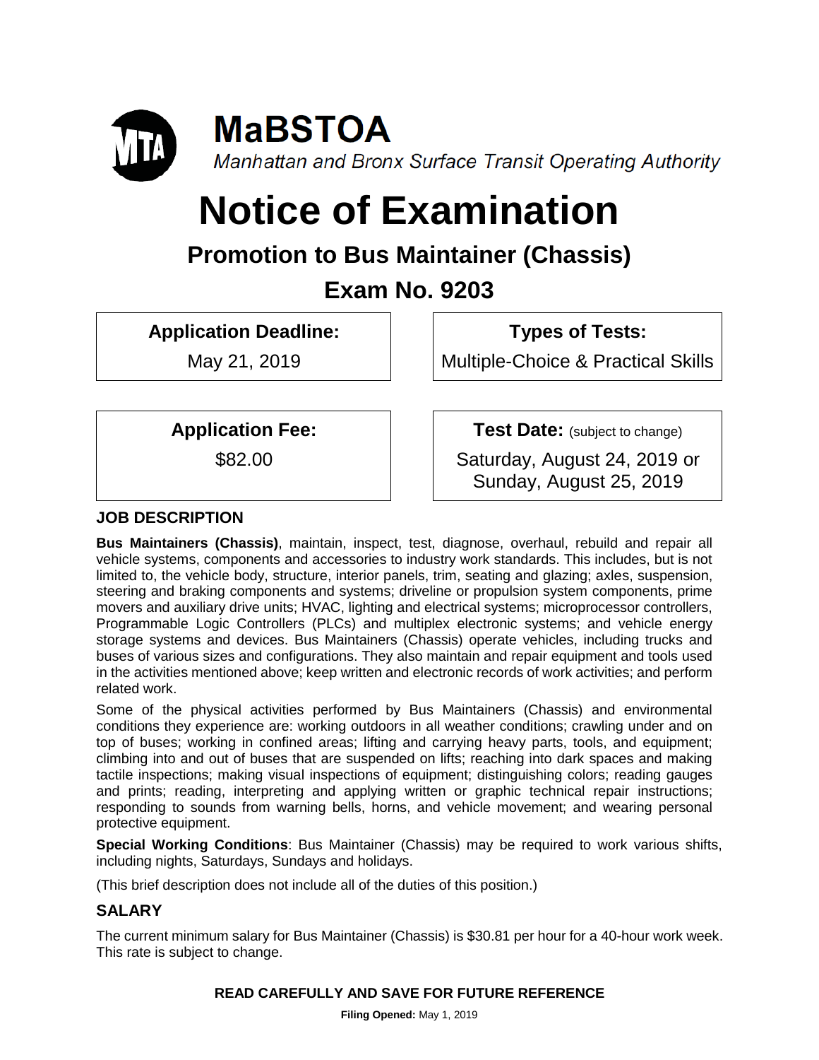# MaBSTOA

*Manhattan and Bronx Surface Transit Operating Authority*

# Notice of Examination

## Promotion to Bus Maintainer (Chassis)

## Exam No. 9203

| **Application Deadline:** | **Types of Tests:** |
| --- | --- |
| May 21, 2019 | Multiple-Choice & Practical Skills |

| **Application Fee:** | **Test Date:** (subject to change) |
| --- | --- |
| $82.00 | Saturday, August 24, 2019 or Sunday, August 25, 2019 |

### JOB DESCRIPTION

**Bus Maintainers (Chassis)**, maintain, inspect, test, diagnose, overhaul, rebuild and repair all vehicle systems, components and accessories to industry work standards. This includes, but is not limited to, the vehicle body, structure, interior panels, trim, seating and glazing; axles, suspension, steering and braking components and systems; driveline or propulsion system components, prime movers and auxiliary drive units; HVAC, lighting and electrical systems; microprocessor controllers, Programmable Logic Controllers (PLCs) and multiplex electronic systems; and vehicle energy storage systems and devices. Bus Maintainers (Chassis) operate vehicles, including trucks and buses of various sizes and configurations. They also maintain and repair equipment and tools used in the activities mentioned above; keep written and electronic records of work activities; and perform related work.

Some of the physical activities performed by Bus Maintainers (Chassis) and environmental conditions they experience are: working outdoors in all weather conditions; crawling under and on top of buses; working in confined areas; lifting and carrying heavy parts, tools, and equipment; climbing into and out of buses that are suspended on lifts; reaching into dark spaces and making tactile inspections; making visual inspections of equipment; distinguishing colors; reading gauges and prints; reading, interpreting and applying written or graphic technical repair instructions; responding to sounds from warning bells, horns, and vehicle movement; and wearing personal protective equipment.

**Special Working Conditions**: Bus Maintainer (Chassis) may be required to work various shifts, including nights, Saturdays, Sundays and holidays.

(This brief description does not include all of the duties of this position.)

### SALARY

The current minimum salary for Bus Maintainer (Chassis) is $30.81 per hour for a 40-hour work week. This rate is subject to change.

**READ CAREFULLY AND SAVE FOR FUTURE REFERENCE**

**Filing Opened:** May 1, 2019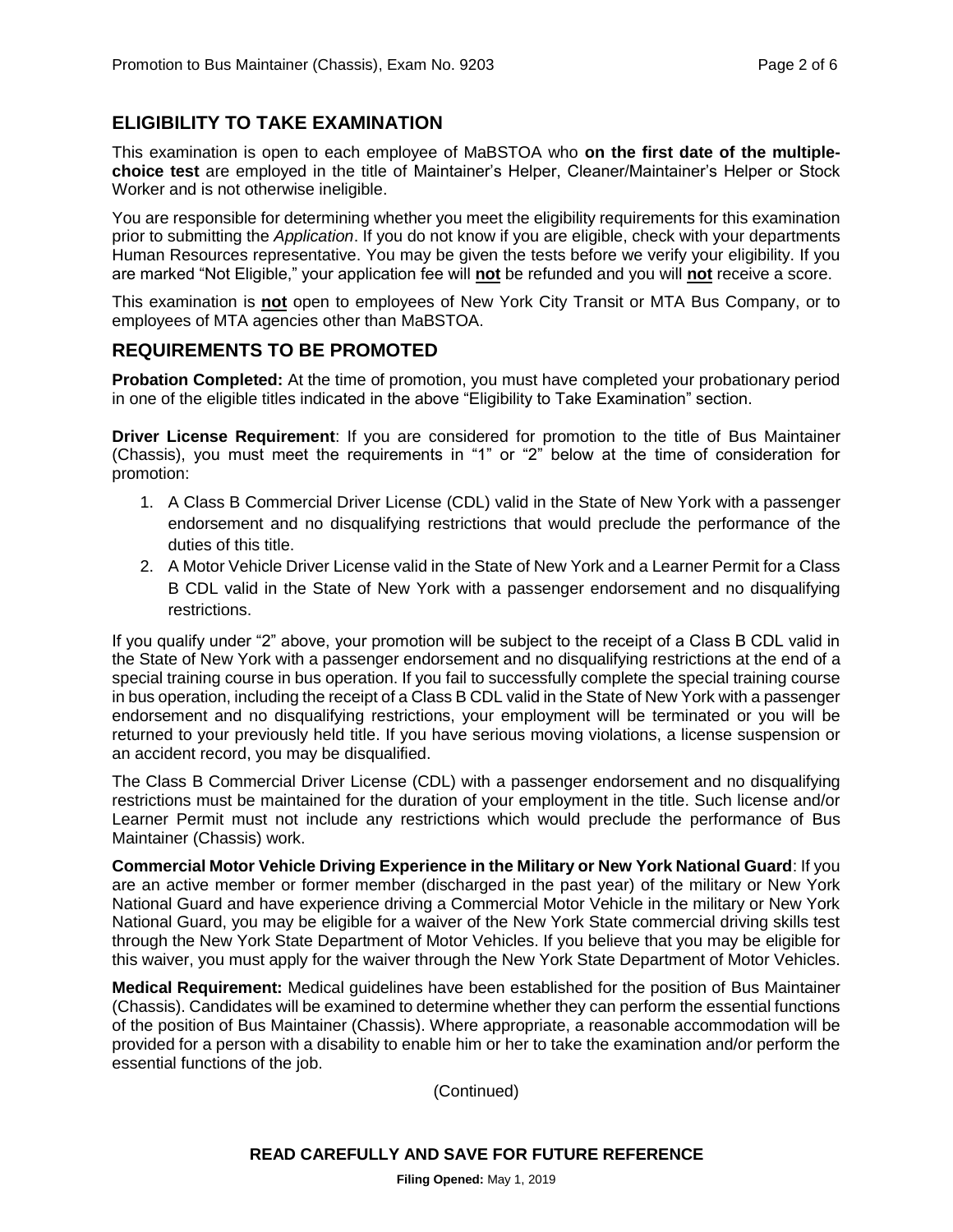## ELIGIBILITY TO TAKE EXAMINATION

This examination is open to each employee of MaBSTOA who **on the first date of the multiple-choice test** are employed in the title of Maintainer's Helper, Cleaner/Maintainer's Helper or Stock Worker and is not otherwise ineligible.

You are responsible for determining whether you meet the eligibility requirements for this examination prior to submitting the *Application*. If you do not know if you are eligible, check with your departments Human Resources representative. You may be given the tests before we verify your eligibility. If you are marked "Not Eligible," your application fee will **not** be refunded and you will **not** receive a score.

This examination is **not** open to employees of New York City Transit or MTA Bus Company, or to employees of MTA agencies other than MaBSTOA.

## REQUIREMENTS TO BE PROMOTED

**Probation Completed:** At the time of promotion, you must have completed your probationary period in one of the eligible titles indicated in the above "Eligibility to Take Examination" section.

**Driver License Requirement**: If you are considered for promotion to the title of Bus Maintainer (Chassis), you must meet the requirements in "1" or "2" below at the time of consideration for promotion:

1. A Class B Commercial Driver License (CDL) valid in the State of New York with a passenger endorsement and no disqualifying restrictions that would preclude the performance of the duties of this title.
2. A Motor Vehicle Driver License valid in the State of New York and a Learner Permit for a Class B CDL valid in the State of New York with a passenger endorsement and no disqualifying restrictions.

If you qualify under "2" above, your promotion will be subject to the receipt of a Class B CDL valid in the State of New York with a passenger endorsement and no disqualifying restrictions at the end of a special training course in bus operation. If you fail to successfully complete the special training course in bus operation, including the receipt of a Class B CDL valid in the State of New York with a passenger endorsement and no disqualifying restrictions, your employment will be terminated or you will be returned to your previously held title. If you have serious moving violations, a license suspension or an accident record, you may be disqualified.

The Class B Commercial Driver License (CDL) with a passenger endorsement and no disqualifying restrictions must be maintained for the duration of your employment in the title. Such license and/or Learner Permit must not include any restrictions which would preclude the performance of Bus Maintainer (Chassis) work.

**Commercial Motor Vehicle Driving Experience in the Military or New York National Guard**: If you are an active member or former member (discharged in the past year) of the military or New York National Guard and have experience driving a Commercial Motor Vehicle in the military or New York National Guard, you may be eligible for a waiver of the New York State commercial driving skills test through the New York State Department of Motor Vehicles. If you believe that you may be eligible for this waiver, you must apply for the waiver through the New York State Department of Motor Vehicles.

**Medical Requirement:** Medical guidelines have been established for the position of Bus Maintainer (Chassis). Candidates will be examined to determine whether they can perform the essential functions of the position of Bus Maintainer (Chassis). Where appropriate, a reasonable accommodation will be provided for a person with a disability to enable him or her to take the examination and/or perform the essential functions of the job.

(Continued)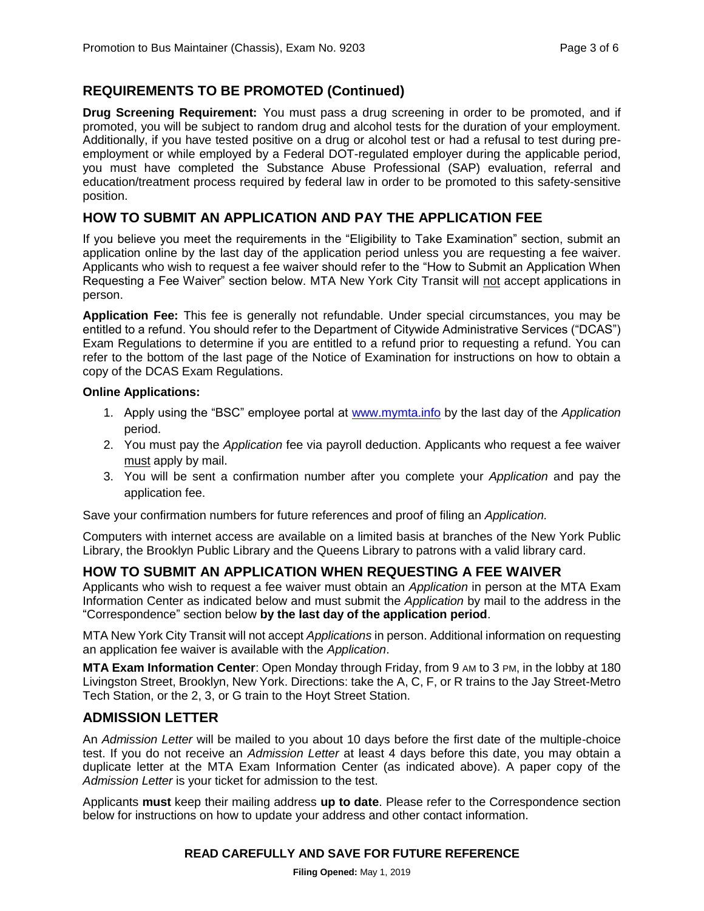## REQUIREMENTS TO BE PROMOTED (Continued)

**Drug Screening Requirement:** You must pass a drug screening in order to be promoted, and if promoted, you will be subject to random drug and alcohol tests for the duration of your employment. Additionally, if you have tested positive on a drug or alcohol test or had a refusal to test during pre-employment or while employed by a Federal DOT-regulated employer during the applicable period, you must have completed the Substance Abuse Professional (SAP) evaluation, referral and education/treatment process required by federal law in order to be promoted to this safety-sensitive position.

## HOW TO SUBMIT AN APPLICATION AND PAY THE APPLICATION FEE

If you believe you meet the requirements in the "Eligibility to Take Examination" section, submit an application online by the last day of the application period unless you are requesting a fee waiver. Applicants who wish to request a fee waiver should refer to the "How to Submit an Application When Requesting a Fee Waiver" section below. MTA New York City Transit will not accept applications in person.

**Application Fee:** This fee is generally not refundable. Under special circumstances, you may be entitled to a refund. You should refer to the Department of Citywide Administrative Services ("DCAS") Exam Regulations to determine if you are entitled to a refund prior to requesting a refund. You can refer to the bottom of the last page of the Notice of Examination for instructions on how to obtain a copy of the DCAS Exam Regulations.

**Online Applications:**

1. Apply using the "BSC" employee portal at www.mymta.info by the last day of the *Application* period.
2. You must pay the *Application* fee via payroll deduction. Applicants who request a fee waiver must apply by mail.
3. You will be sent a confirmation number after you complete your *Application* and pay the application fee.

Save your confirmation numbers for future references and proof of filing an *Application.*

Computers with internet access are available on a limited basis at branches of the New York Public Library, the Brooklyn Public Library and the Queens Library to patrons with a valid library card.

## HOW TO SUBMIT AN APPLICATION WHEN REQUESTING A FEE WAIVER

Applicants who wish to request a fee waiver must obtain an *Application* in person at the MTA Exam Information Center as indicated below and must submit the *Application* by mail to the address in the "Correspondence" section below **by the last day of the application period**.

MTA New York City Transit will not accept *Applications* in person. Additional information on requesting an application fee waiver is available with the *Application*.

**MTA Exam Information Center**: Open Monday through Friday, from 9 AM to 3 PM, in the lobby at 180 Livingston Street, Brooklyn, New York. Directions: take the A, C, F, or R trains to the Jay Street-Metro Tech Station, or the 2, 3, or G train to the Hoyt Street Station.

## ADMISSION LETTER

An *Admission Letter* will be mailed to you about 10 days before the first date of the multiple-choice test. If you do not receive an *Admission Letter* at least 4 days before this date, you may obtain a duplicate letter at the MTA Exam Information Center (as indicated above). A paper copy of the *Admission Letter* is your ticket for admission to the test.

Applicants **must** keep their mailing address **up to date**. Please refer to the Correspondence section below for instructions on how to update your address and other contact information.

**READ CAREFULLY AND SAVE FOR FUTURE REFERENCE**

**Filing Opened:** May 1, 2019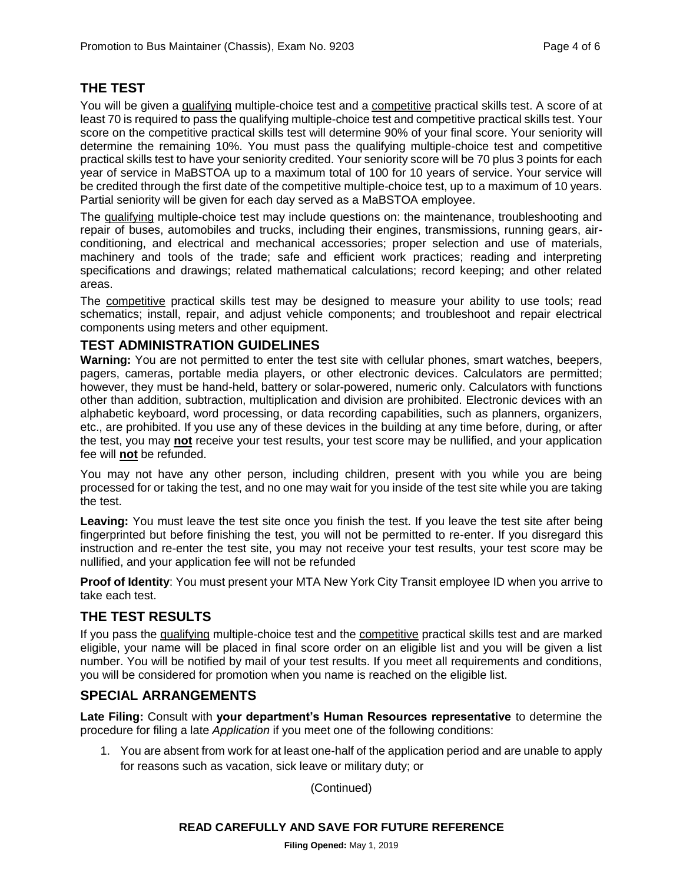## THE TEST

You will be given a qualifying multiple-choice test and a competitive practical skills test. A score of at least 70 is required to pass the qualifying multiple-choice test and competitive practical skills test. Your score on the competitive practical skills test will determine 90% of your final score. Your seniority will determine the remaining 10%. You must pass the qualifying multiple-choice test and competitive practical skills test to have your seniority credited. Your seniority score will be 70 plus 3 points for each year of service in MaBSTOA up to a maximum total of 100 for 10 years of service. Your service will be credited through the first date of the competitive multiple-choice test, up to a maximum of 10 years. Partial seniority will be given for each day served as a MaBSTOA employee.

The qualifying multiple-choice test may include questions on: the maintenance, troubleshooting and repair of buses, automobiles and trucks, including their engines, transmissions, running gears, air-conditioning, and electrical and mechanical accessories; proper selection and use of materials, machinery and tools of the trade; safe and efficient work practices; reading and interpreting specifications and drawings; related mathematical calculations; record keeping; and other related areas.

The competitive practical skills test may be designed to measure your ability to use tools; read schematics; install, repair, and adjust vehicle components; and troubleshoot and repair electrical components using meters and other equipment.

## TEST ADMINISTRATION GUIDELINES

**Warning:** You are not permitted to enter the test site with cellular phones, smart watches, beepers, pagers, cameras, portable media players, or other electronic devices. Calculators are permitted; however, they must be hand-held, battery or solar-powered, numeric only. Calculators with functions other than addition, subtraction, multiplication and division are prohibited. Electronic devices with an alphabetic keyboard, word processing, or data recording capabilities, such as planners, organizers, etc., are prohibited. If you use any of these devices in the building at any time before, during, or after the test, you may **not** receive your test results, your test score may be nullified, and your application fee will **not** be refunded.

You may not have any other person, including children, present with you while you are being processed for or taking the test, and no one may wait for you inside of the test site while you are taking the test.

**Leaving:** You must leave the test site once you finish the test. If you leave the test site after being fingerprinted but before finishing the test, you will not be permitted to re-enter. If you disregard this instruction and re-enter the test site, you may not receive your test results, your test score may be nullified, and your application fee will not be refunded

**Proof of Identity**: You must present your MTA New York City Transit employee ID when you arrive to take each test.

## THE TEST RESULTS

If you pass the qualifying multiple-choice test and the competitive practical skills test and are marked eligible, your name will be placed in final score order on an eligible list and you will be given a list number. You will be notified by mail of your test results. If you meet all requirements and conditions, you will be considered for promotion when you name is reached on the eligible list.

## SPECIAL ARRANGEMENTS

**Late Filing:** Consult with **your department's Human Resources representative** to determine the procedure for filing a late *Application* if you meet one of the following conditions:

1. You are absent from work for at least one-half of the application period and are unable to apply for reasons such as vacation, sick leave or military duty; or

(Continued)

**READ CAREFULLY AND SAVE FOR FUTURE REFERENCE**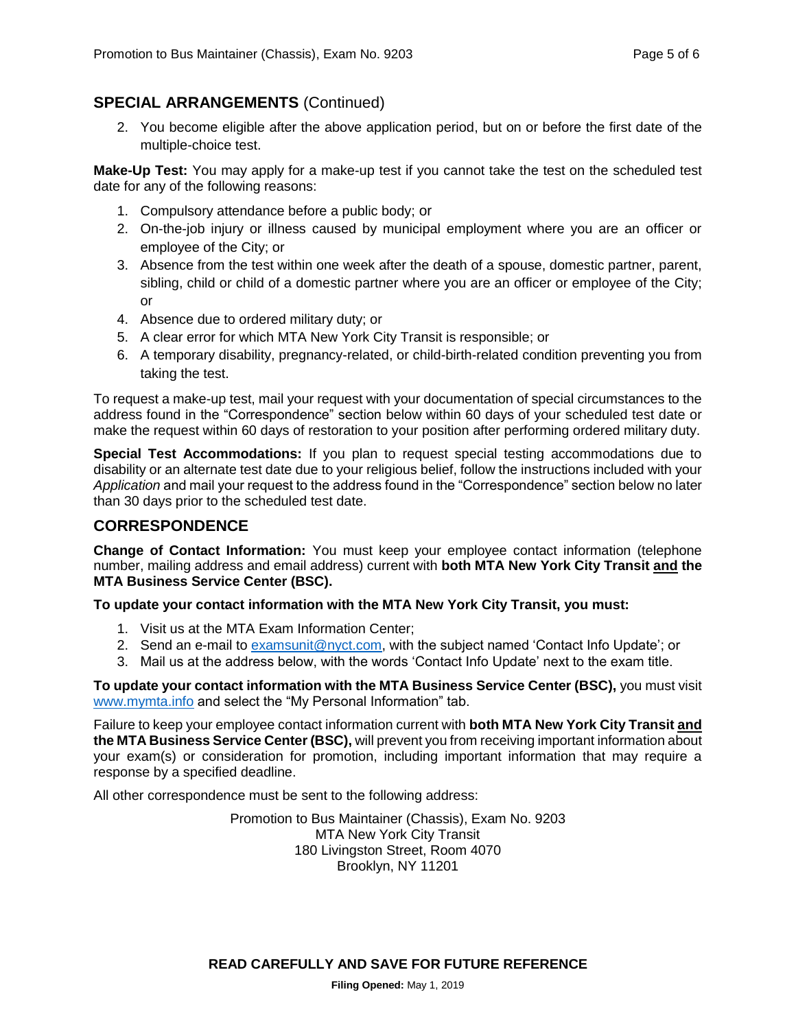## SPECIAL ARRANGEMENTS (Continued)

2. You become eligible after the above application period, but on or before the first date of the multiple-choice test.

**Make-Up Test:** You may apply for a make-up test if you cannot take the test on the scheduled test date for any of the following reasons:

1. Compulsory attendance before a public body; or
2. On-the-job injury or illness caused by municipal employment where you are an officer or employee of the City; or
3. Absence from the test within one week after the death of a spouse, domestic partner, parent, sibling, child or child of a domestic partner where you are an officer or employee of the City; or
4. Absence due to ordered military duty; or
5. A clear error for which MTA New York City Transit is responsible; or
6. A temporary disability, pregnancy-related, or child-birth-related condition preventing you from taking the test.

To request a make-up test, mail your request with your documentation of special circumstances to the address found in the "Correspondence" section below within 60 days of your scheduled test date or make the request within 60 days of restoration to your position after performing ordered military duty.

**Special Test Accommodations:** If you plan to request special testing accommodations due to disability or an alternate test date due to your religious belief, follow the instructions included with your *Application* and mail your request to the address found in the "Correspondence" section below no later than 30 days prior to the scheduled test date.

## CORRESPONDENCE

**Change of Contact Information:** You must keep your employee contact information (telephone number, mailing address and email address) current with **both MTA New York City Transit and the MTA Business Service Center (BSC).**

**To update your contact information with the MTA New York City Transit, you must:**

1. Visit us at the MTA Exam Information Center;
2. Send an e-mail to examsunit@nyct.com, with the subject named 'Contact Info Update'; or
3. Mail us at the address below, with the words 'Contact Info Update' next to the exam title.

**To update your contact information with the MTA Business Service Center (BSC),** you must visit www.mymta.info and select the "My Personal Information" tab.

Failure to keep your employee contact information current with **both MTA New York City Transit and the MTA Business Service Center (BSC),** will prevent you from receiving important information about your exam(s) or consideration for promotion, including important information that may require a response by a specified deadline.

All other correspondence must be sent to the following address:

Promotion to Bus Maintainer (Chassis), Exam No. 9203
MTA New York City Transit
180 Livingston Street, Room 4070
Brooklyn, NY 11201

**READ CAREFULLY AND SAVE FOR FUTURE REFERENCE**

**Filing Opened:** May 1, 2019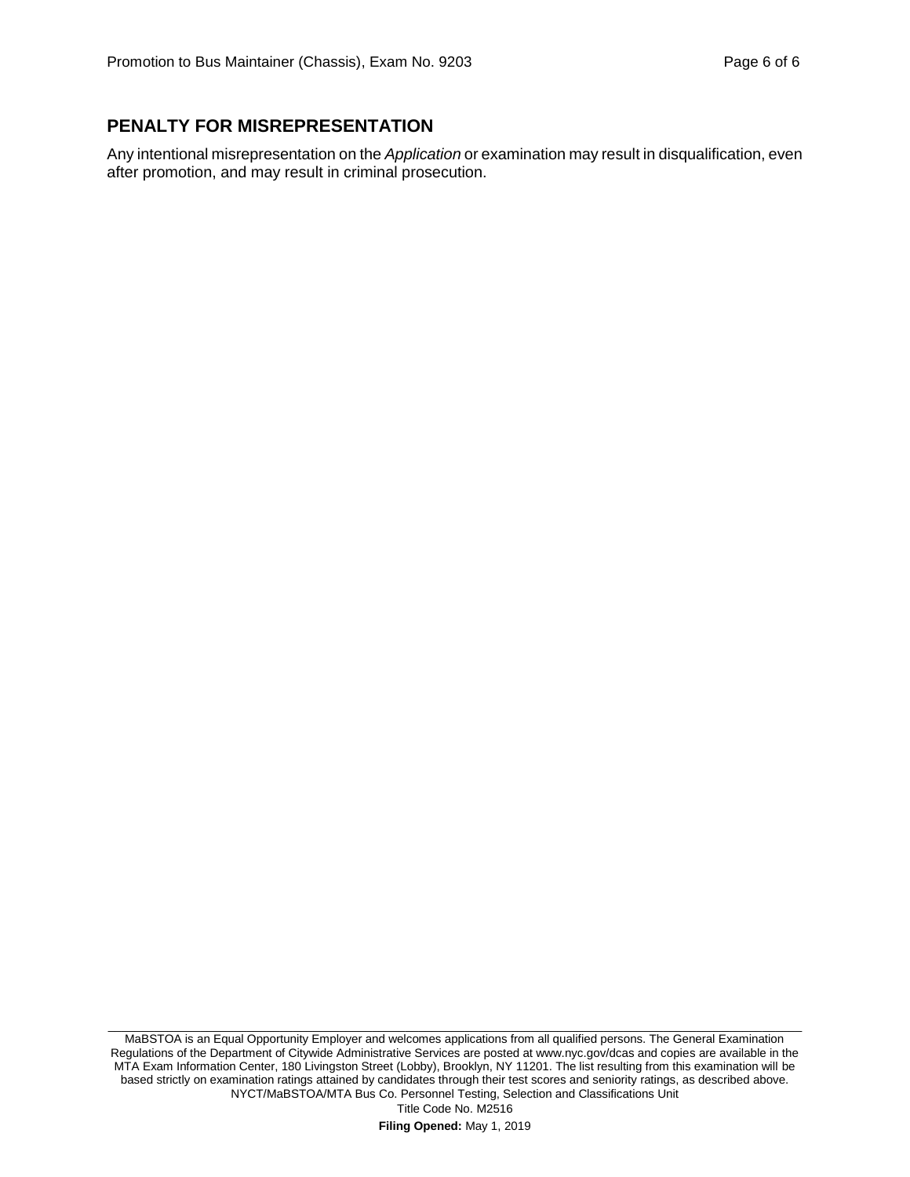## PENALTY FOR MISREPRESENTATION

Any intentional misrepresentation on the *Application* or examination may result in disqualification, even after promotion, and may result in criminal prosecution.

MaBSTOA is an Equal Opportunity Employer and welcomes applications from all qualified persons. The General Examination Regulations of the Department of Citywide Administrative Services are posted at www.nyc.gov/dcas and copies are available in the MTA Exam Information Center, 180 Livingston Street (Lobby), Brooklyn, NY 11201. The list resulting from this examination will be based strictly on examination ratings attained by candidates through their test scores and seniority ratings, as described above.
NYCT/MaBSTOA/MTA Bus Co. Personnel Testing, Selection and Classifications Unit
Title Code No. M2516

**Filing Opened:** May 1, 2019